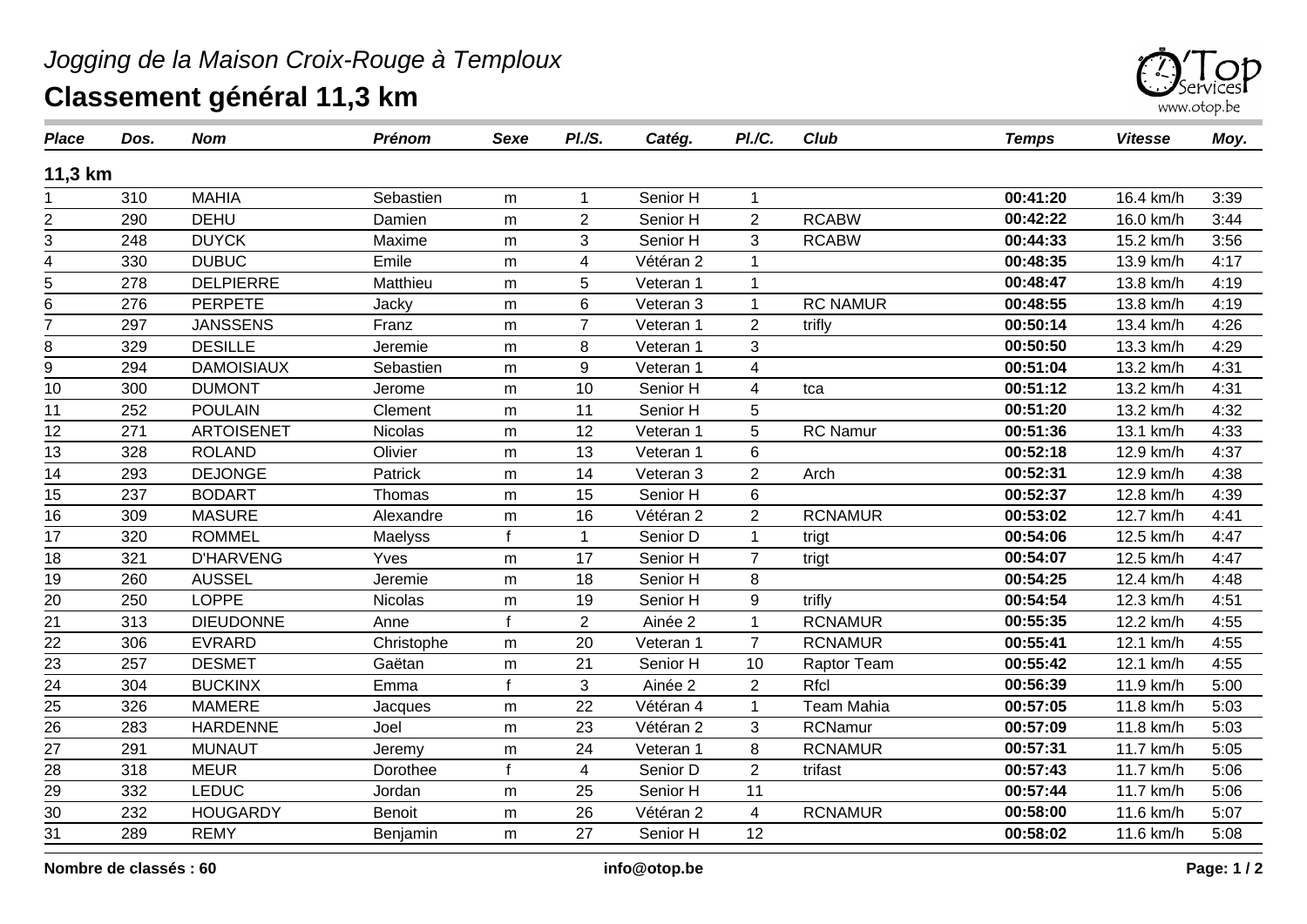*Jogging de la Maison Croix-Rouge à Temploux*

# Classement général 11,3 km

| Place | Dos. | Nom | Prénom | Sexe | Pl./S. | Catég. | Pl./C. | Club | Temps | Vitesse | Moy. |
|---|---|---|---|---|---|---|---|---|---|---|---|
| **11,3 km** | | | | | | | | | | | |
| 1 | 310 | MAHIA | Sebastien | m | 1 | Senior H | 1 | | **00:41:20** | 16.4 km/h | 3:39 |
| 2 | 290 | DEHU | Damien | m | 2 | Senior H | 2 | RCABW | **00:42:22** | 16.0 km/h | 3:44 |
| 3 | 248 | DUYCK | Maxime | m | 3 | Senior H | 3 | RCABW | **00:44:33** | 15.2 km/h | 3:56 |
| 4 | 330 | DUBUC | Emile | m | 4 | Vétéran 2 | 1 | | **00:48:35** | 13.9 km/h | 4:17 |
| 5 | 278 | DELPIERRE | Matthieu | m | 5 | Veteran 1 | 1 | | **00:48:47** | 13.8 km/h | 4:19 |
| 6 | 276 | PERPETE | Jacky | m | 6 | Veteran 3 | 1 | RC NAMUR | **00:48:55** | 13.8 km/h | 4:19 |
| 7 | 297 | JANSSENS | Franz | m | 7 | Veteran 1 | 2 | trifly | **00:50:14** | 13.4 km/h | 4:26 |
| 8 | 329 | DESILLE | Jeremie | m | 8 | Veteran 1 | 3 | | **00:50:50** | 13.3 km/h | 4:29 |
| 9 | 294 | DAMOISIAUX | Sebastien | m | 9 | Veteran 1 | 4 | | **00:51:04** | 13.2 km/h | 4:31 |
| 10 | 300 | DUMONT | Jerome | m | 10 | Senior H | 4 | tca | **00:51:12** | 13.2 km/h | 4:31 |
| 11 | 252 | POULAIN | Clement | m | 11 | Senior H | 5 | | **00:51:20** | 13.2 km/h | 4:32 |
| 12 | 271 | ARTOISENET | Nicolas | m | 12 | Veteran 1 | 5 | RC Namur | **00:51:36** | 13.1 km/h | 4:33 |
| 13 | 328 | ROLAND | Olivier | m | 13 | Veteran 1 | 6 | | **00:52:18** | 12.9 km/h | 4:37 |
| 14 | 293 | DEJONGE | Patrick | m | 14 | Veteran 3 | 2 | Arch | **00:52:31** | 12.9 km/h | 4:38 |
| 15 | 237 | BODART | Thomas | m | 15 | Senior H | 6 | | **00:52:37** | 12.8 km/h | 4:39 |
| 16 | 309 | MASURE | Alexandre | m | 16 | Vétéran 2 | 2 | RCNAMUR | **00:53:02** | 12.7 km/h | 4:41 |
| 17 | 320 | ROMMEL | Maelyss | f | 1 | Senior D | 1 | trigt | **00:54:06** | 12.5 km/h | 4:47 |
| 18 | 321 | D'HARVENG | Yves | m | 17 | Senior H | 7 | trigt | **00:54:07** | 12.5 km/h | 4:47 |
| 19 | 260 | AUSSEL | Jeremie | m | 18 | Senior H | 8 | | **00:54:25** | 12.4 km/h | 4:48 |
| 20 | 250 | LOPPE | Nicolas | m | 19 | Senior H | 9 | trifly | **00:54:54** | 12.3 km/h | 4:51 |
| 21 | 313 | DIEUDONNE | Anne | f | 2 | Ainée 2 | 1 | RCNAMUR | **00:55:35** | 12.2 km/h | 4:55 |
| 22 | 306 | EVRARD | Christophe | m | 20 | Veteran 1 | 7 | RCNAMUR | **00:55:41** | 12.1 km/h | 4:55 |
| 23 | 257 | DESMET | Gaëtan | m | 21 | Senior H | 10 | Raptor Team | **00:55:42** | 12.1 km/h | 4:55 |
| 24 | 304 | BUCKINX | Emma | f | 3 | Ainée 2 | 2 | Rfcl | **00:56:39** | 11.9 km/h | 5:00 |
| 25 | 326 | MAMERE | Jacques | m | 22 | Vétéran 4 | 1 | Team Mahia | **00:57:05** | 11.8 km/h | 5:03 |
| 26 | 283 | HARDENNE | Joel | m | 23 | Vétéran 2 | 3 | RCNamur | **00:57:09** | 11.8 km/h | 5:03 |
| 27 | 291 | MUNAUT | Jeremy | m | 24 | Veteran 1 | 8 | RCNAMUR | **00:57:31** | 11.7 km/h | 5:05 |
| 28 | 318 | MEUR | Dorothee | f | 4 | Senior D | 2 | trifast | **00:57:43** | 11.7 km/h | 5:06 |
| 29 | 332 | LEDUC | Jordan | m | 25 | Senior H | 11 | | **00:57:44** | 11.7 km/h | 5:06 |
| 30 | 232 | HOUGARDY | Benoit | m | 26 | Vétéran 2 | 4 | RCNAMUR | **00:58:00** | 11.6 km/h | 5:07 |
| 31 | 289 | REMY | Benjamin | m | 27 | Senior H | 12 | | **00:58:02** | 11.6 km/h | 5:08 |

**Nombre de classés : 60**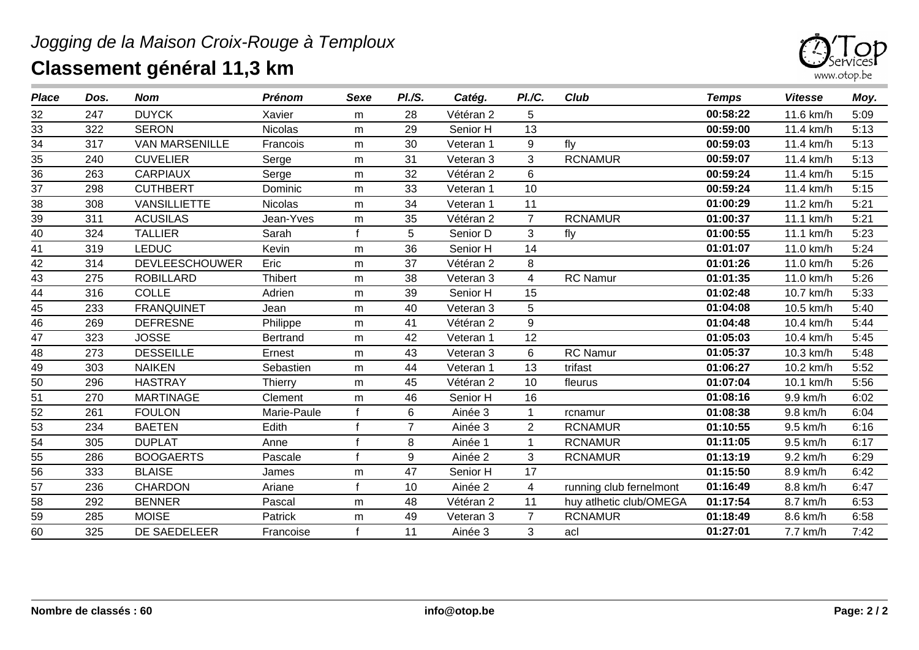*Jogging de la Maison Croix-Rouge à Temploux*

# Classement général 11,3 km

| *Place* | *Dos.* | *Nom* | *Prénom* | *Sexe* | *Pl./S.* | *Catég.* | *Pl./C.* | *Club* | *Temps* | *Vitesse* | *Moy.* |
|---|---|---|---|---|---|---|---|---|---|---|---|
| 32 | 247 | DUYCK | Xavier | m | 28 | Vétéran 2 | 5 | | **00:58:22** | 11.6 km/h | 5:09 |
| 33 | 322 | SERON | Nicolas | m | 29 | Senior H | 13 | | **00:59:00** | 11.4 km/h | 5:13 |
| 34 | 317 | VAN MARSENILLE | Francois | m | 30 | Veteran 1 | 9 | fly | **00:59:03** | 11.4 km/h | 5:13 |
| 35 | 240 | CUVELIER | Serge | m | 31 | Veteran 3 | 3 | RCNAMUR | **00:59:07** | 11.4 km/h | 5:13 |
| 36 | 263 | CARPIAUX | Serge | m | 32 | Vétéran 2 | 6 | | **00:59:24** | 11.4 km/h | 5:15 |
| 37 | 298 | CUTHBERT | Dominic | m | 33 | Veteran 1 | 10 | | **00:59:24** | 11.4 km/h | 5:15 |
| 38 | 308 | VANSILLIETTE | Nicolas | m | 34 | Veteran 1 | 11 | | **01:00:29** | 11.2 km/h | 5:21 |
| 39 | 311 | ACUSILAS | Jean-Yves | m | 35 | Vétéran 2 | 7 | RCNAMUR | **01:00:37** | 11.1 km/h | 5:21 |
| 40 | 324 | TALLIER | Sarah | f | 5 | Senior D | 3 | fly | **01:00:55** | 11.1 km/h | 5:23 |
| 41 | 319 | LEDUC | Kevin | m | 36 | Senior H | 14 | | **01:01:07** | 11.0 km/h | 5:24 |
| 42 | 314 | DEVLEESCHOUWER | Eric | m | 37 | Vétéran 2 | 8 | | **01:01:26** | 11.0 km/h | 5:26 |
| 43 | 275 | ROBILLARD | Thibert | m | 38 | Veteran 3 | 4 | RC Namur | **01:01:35** | 11.0 km/h | 5:26 |
| 44 | 316 | COLLE | Adrien | m | 39 | Senior H | 15 | | **01:02:48** | 10.7 km/h | 5:33 |
| 45 | 233 | FRANQUINET | Jean | m | 40 | Veteran 3 | 5 | | **01:04:08** | 10.5 km/h | 5:40 |
| 46 | 269 | DEFRESNE | Philippe | m | 41 | Vétéran 2 | 9 | | **01:04:48** | 10.4 km/h | 5:44 |
| 47 | 323 | JOSSE | Bertrand | m | 42 | Veteran 1 | 12 | | **01:05:03** | 10.4 km/h | 5:45 |
| 48 | 273 | DESSEILLE | Ernest | m | 43 | Veteran 3 | 6 | RC Namur | **01:05:37** | 10.3 km/h | 5:48 |
| 49 | 303 | NAIKEN | Sebastien | m | 44 | Veteran 1 | 13 | trifast | **01:06:27** | 10.2 km/h | 5:52 |
| 50 | 296 | HASTRAY | Thierry | m | 45 | Vétéran 2 | 10 | fleurus | **01:07:04** | 10.1 km/h | 5:56 |
| 51 | 270 | MARTINAGE | Clement | m | 46 | Senior H | 16 | | **01:08:16** | 9.9 km/h | 6:02 |
| 52 | 261 | FOULON | Marie-Paule | f | 6 | Ainée 3 | 1 | rcnamur | **01:08:38** | 9.8 km/h | 6:04 |
| 53 | 234 | BAETEN | Edith | f | 7 | Ainée 3 | 2 | RCNAMUR | **01:10:55** | 9.5 km/h | 6:16 |
| 54 | 305 | DUPLAT | Anne | f | 8 | Ainée 1 | 1 | RCNAMUR | **01:11:05** | 9.5 km/h | 6:17 |
| 55 | 286 | BOOGAERTS | Pascale | f | 9 | Ainée 2 | 3 | RCNAMUR | **01:13:19** | 9.2 km/h | 6:29 |
| 56 | 333 | BLAISE | James | m | 47 | Senior H | 17 | | **01:15:50** | 8.9 km/h | 6:42 |
| 57 | 236 | CHARDON | Ariane | f | 10 | Ainée 2 | 4 | running club fernelmont | **01:16:49** | 8.8 km/h | 6:47 |
| 58 | 292 | BENNER | Pascal | m | 48 | Vétéran 2 | 11 | huy atlhetic club/OMEGA | **01:17:54** | 8.7 km/h | 6:53 |
| 59 | 285 | MOISE | Patrick | m | 49 | Veteran 3 | 7 | RCNAMUR | **01:18:49** | 8.6 km/h | 6:58 |
| 60 | 325 | DE SAEDELEER | Francoise | f | 11 | Ainée 3 | 3 | acl | **01:27:01** | 7.7 km/h | 7:42 |

**Nombre de classés : 60** — **info@otop.be**